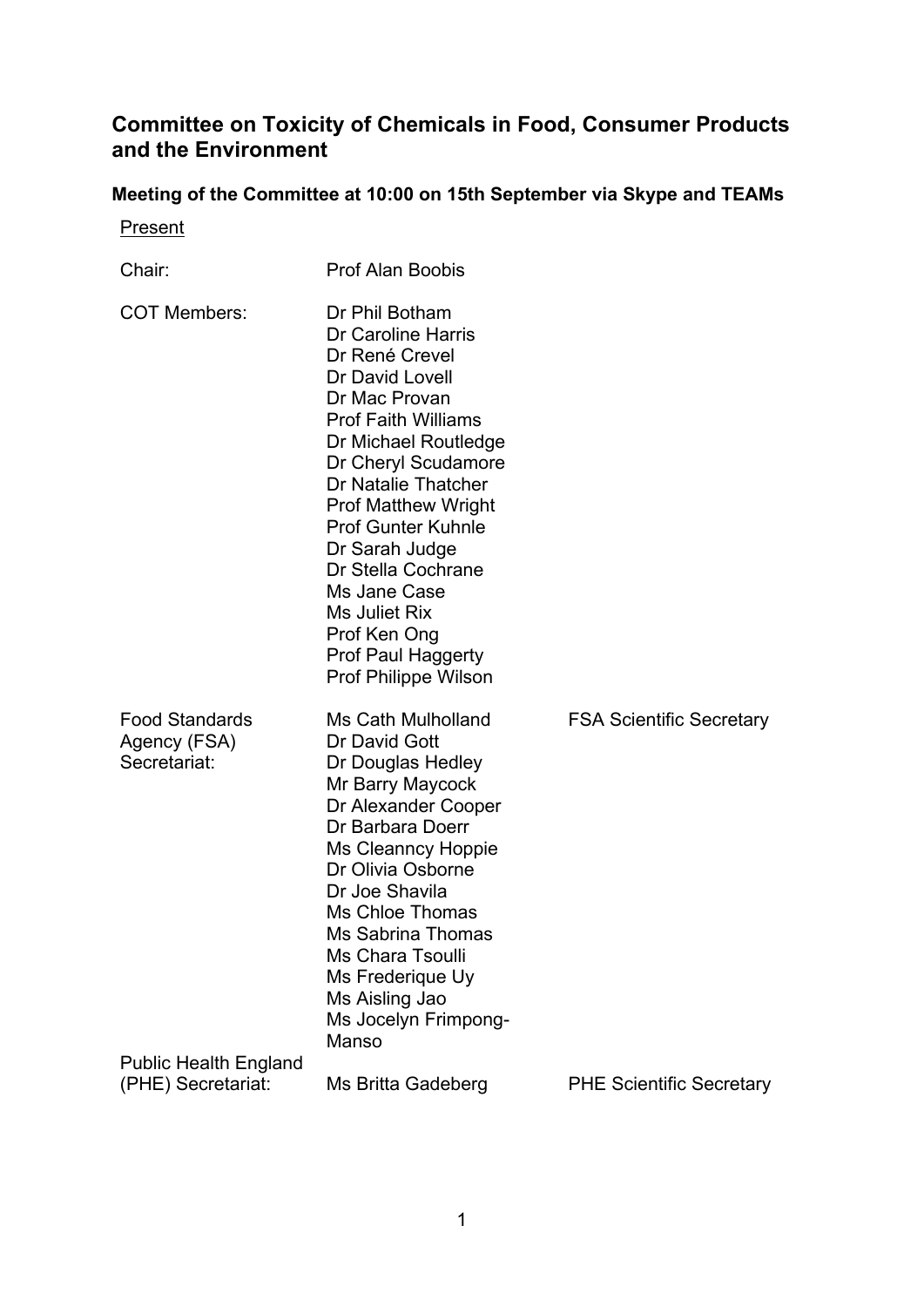# Committee on Toxicity of Chemicals in Food, Consumer Products and the Environment

### Meeting of the Committee at 10:00 on 15th September via Skype and TEAMs

Present

| | | |
|---|---|---|
| Chair: | Prof Alan Boobis | |
| COT Members: | Dr Phil Botham<br>Dr Caroline Harris<br>Dr René Crevel<br>Dr David Lovell<br>Dr Mac Provan<br>Prof Faith Williams<br>Dr Michael Routledge<br>Dr Cheryl Scudamore<br>Dr Natalie Thatcher<br>Prof Matthew Wright<br>Prof Gunter Kuhnle<br>Dr Sarah Judge<br>Dr Stella Cochrane<br>Ms Jane Case<br>Ms Juliet Rix<br>Prof Ken Ong<br>Prof Paul Haggerty<br>Prof Philippe Wilson | |
| Food Standards Agency (FSA) Secretariat: | Ms Cath Mulholland<br>Dr David Gott<br>Dr Douglas Hedley<br>Mr Barry Maycock<br>Dr Alexander Cooper<br>Dr Barbara Doerr<br>Ms Cleanncy Hoppie<br>Dr Olivia Osborne<br>Dr Joe Shavila<br>Ms Chloe Thomas<br>Ms Sabrina Thomas<br>Ms Chara Tsoulli<br>Ms Frederique Uy<br>Ms Aisling Jao<br>Ms Jocelyn Frimpong-Manso | FSA Scientific Secretary |
| Public Health England (PHE) Secretariat: | Ms Britta Gadeberg | PHE Scientific Secretary |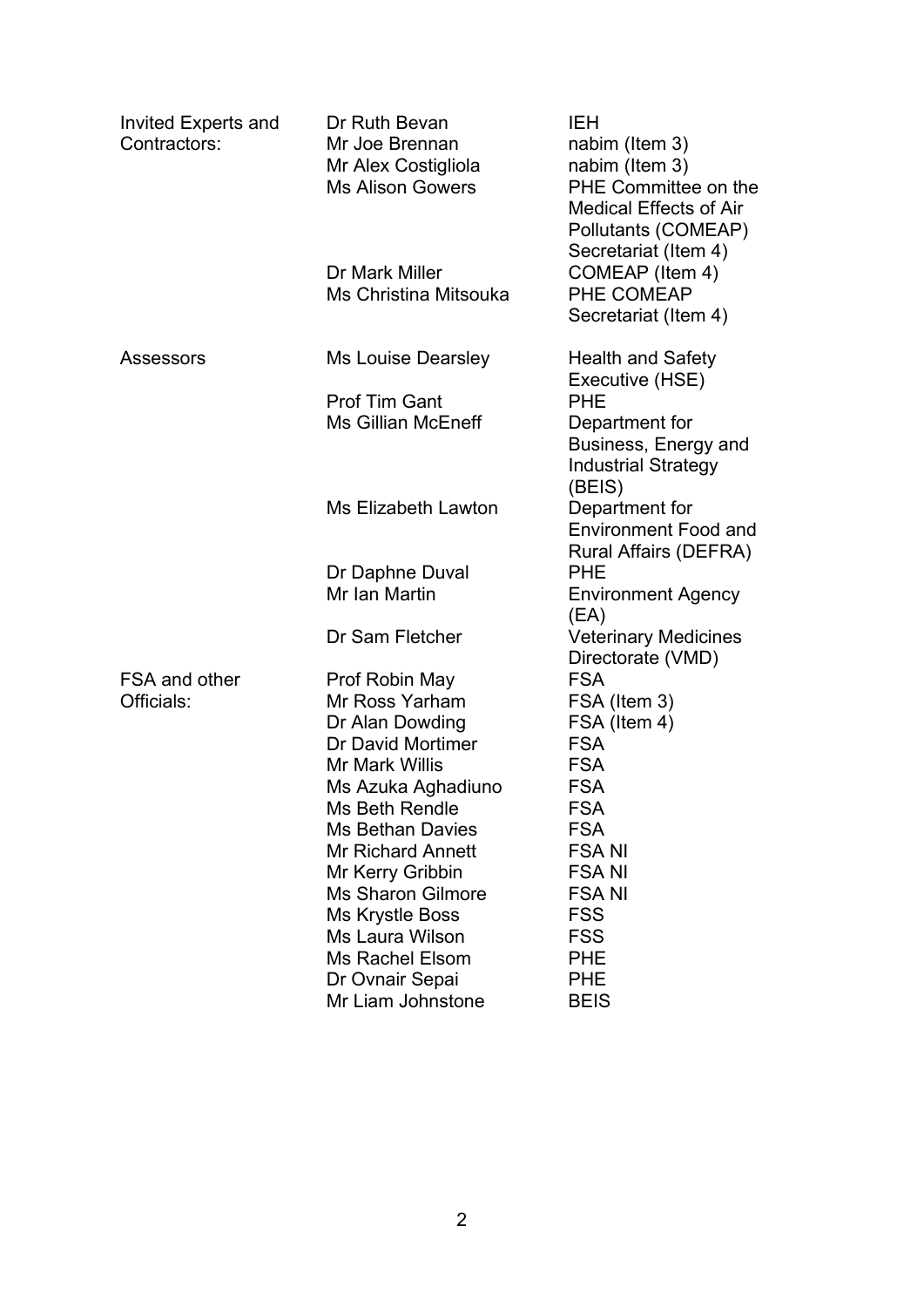| | | |
|---|---|---|
| Invited Experts and Contractors: | Dr Ruth Bevan | IEH |
| | Mr Joe Brennan | nabim (Item 3) |
| | Mr Alex Costigliola | nabim (Item 3) |
| | Ms Alison Gowers | PHE Committee on the Medical Effects of Air Pollutants (COMEAP) Secretariat (Item 4) |
| | Dr Mark Miller | COMEAP (Item 4) |
| | Ms Christina Mitsouka | PHE COMEAP Secretariat (Item 4) |
| Assessors | Ms Louise Dearsley | Health and Safety Executive (HSE) |
| | Prof Tim Gant | PHE |
| | Ms Gillian McEneff | Department for Business, Energy and Industrial Strategy (BEIS) |
| | Ms Elizabeth Lawton | Department for Environment Food and Rural Affairs (DEFRA) |
| | Dr Daphne Duval | PHE |
| | Mr Ian Martin | Environment Agency (EA) |
| | Dr Sam Fletcher | Veterinary Medicines Directorate (VMD) |
| FSA and other Officials: | Prof Robin May | FSA |
| | Mr Ross Yarham | FSA (Item 3) |
| | Dr Alan Dowding | FSA (Item 4) |
| | Dr David Mortimer | FSA |
| | Mr Mark Willis | FSA |
| | Ms Azuka Aghadiuno | FSA |
| | Ms Beth Rendle | FSA |
| | Ms Bethan Davies | FSA |
| | Mr Richard Annett | FSA NI |
| | Mr Kerry Gribbin | FSA NI |
| | Ms Sharon Gilmore | FSA NI |
| | Ms Krystle Boss | FSS |
| | Ms Laura Wilson | FSS |
| | Ms Rachel Elsom | PHE |
| | Dr Ovnair Sepai | PHE |
| | Mr Liam Johnstone | BEIS |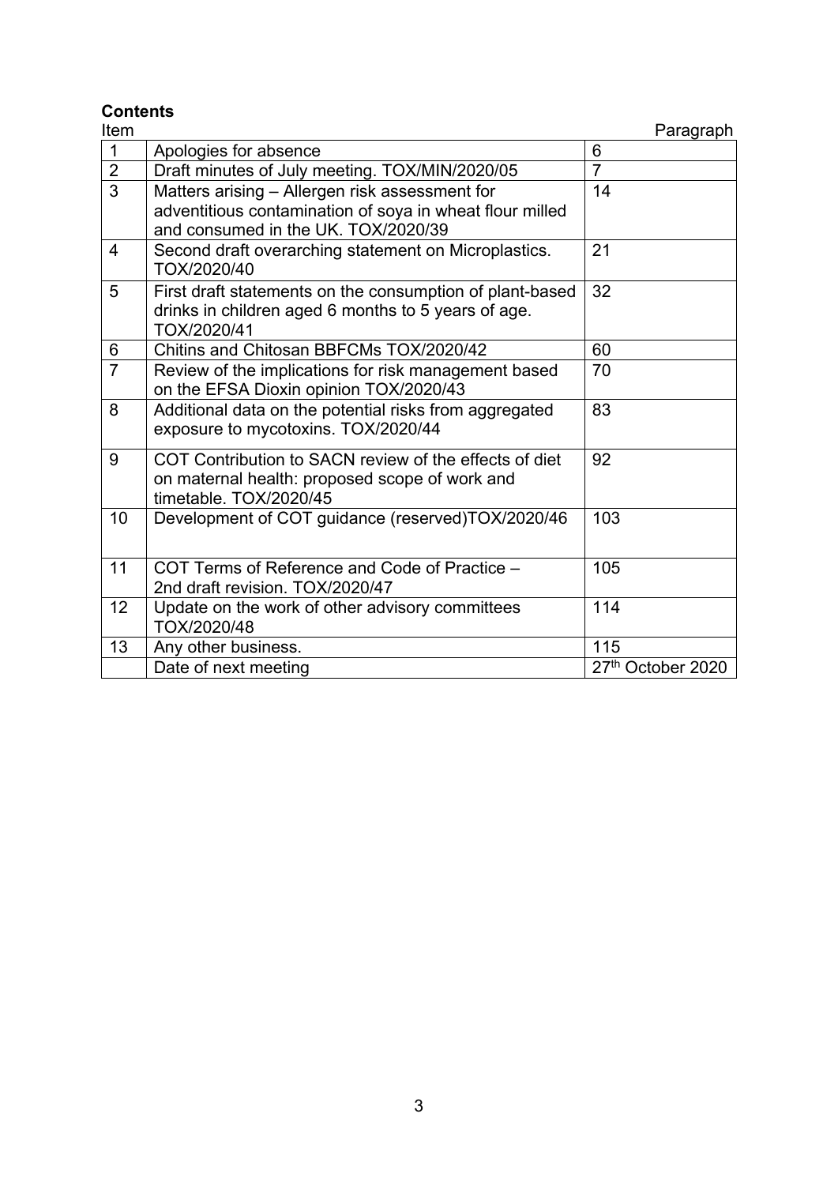**Contents**

| Item | | Paragraph |
|---|---|---|
| 1 | Apologies for absence | 6 |
| 2 | Draft minutes of July meeting. TOX/MIN/2020/05 | 7 |
| 3 | Matters arising – Allergen risk assessment for adventitious contamination of soya in wheat flour milled and consumed in the UK. TOX/2020/39 | 14 |
| 4 | Second draft overarching statement on Microplastics. TOX/2020/40 | 21 |
| 5 | First draft statements on the consumption of plant-based drinks in children aged 6 months to 5 years of age. TOX/2020/41 | 32 |
| 6 | Chitins and Chitosan BBFCMs TOX/2020/42 | 60 |
| 7 | Review of the implications for risk management based on the EFSA Dioxin opinion TOX/2020/43 | 70 |
| 8 | Additional data on the potential risks from aggregated exposure to mycotoxins. TOX/2020/44 | 83 |
| 9 | COT Contribution to SACN review of the effects of diet on maternal health: proposed scope of work and timetable. TOX/2020/45 | 92 |
| 10 | Development of COT guidance (reserved)TOX/2020/46 | 103 |
| 11 | COT Terms of Reference and Code of Practice – 2nd draft revision. TOX/2020/47 | 105 |
| 12 | Update on the work of other advisory committees TOX/2020/48 | 114 |
| 13 | Any other business. | 115 |
| | Date of next meeting | 27th October 2020 |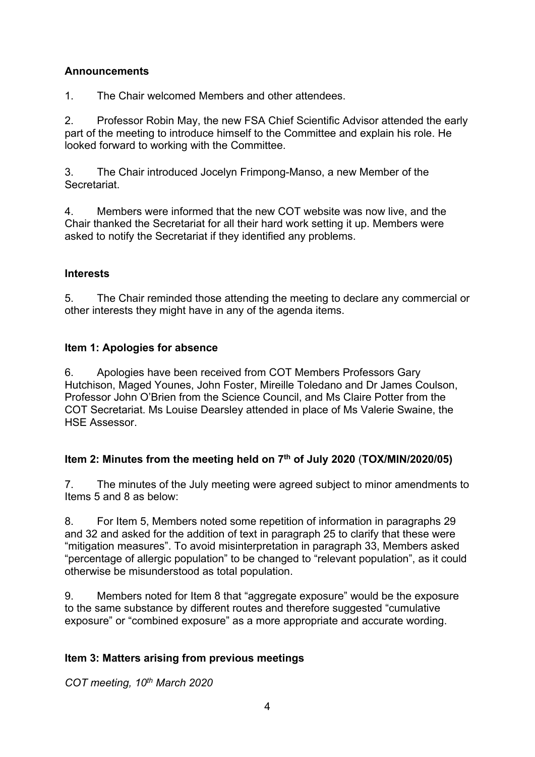**Announcements**

1. The Chair welcomed Members and other attendees.

2. Professor Robin May, the new FSA Chief Scientific Advisor attended the early part of the meeting to introduce himself to the Committee and explain his role. He looked forward to working with the Committee.

3. The Chair introduced Jocelyn Frimpong-Manso, a new Member of the Secretariat.

4. Members were informed that the new COT website was now live, and the Chair thanked the Secretariat for all their hard work setting it up. Members were asked to notify the Secretariat if they identified any problems.

**Interests**

5. The Chair reminded those attending the meeting to declare any commercial or other interests they might have in any of the agenda items.

**Item 1: Apologies for absence**

6. Apologies have been received from COT Members Professors Gary Hutchison, Maged Younes, John Foster, Mireille Toledano and Dr James Coulson, Professor John O'Brien from the Science Council, and Ms Claire Potter from the COT Secretariat. Ms Louise Dearsley attended in place of Ms Valerie Swaine, the HSE Assessor.

**Item 2: Minutes from the meeting held on 7th of July 2020 (TOX/MIN/2020/05)**

7. The minutes of the July meeting were agreed subject to minor amendments to Items 5 and 8 as below:

8. For Item 5, Members noted some repetition of information in paragraphs 29 and 32 and asked for the addition of text in paragraph 25 to clarify that these were "mitigation measures". To avoid misinterpretation in paragraph 33, Members asked "percentage of allergic population" to be changed to "relevant population", as it could otherwise be misunderstood as total population.

9. Members noted for Item 8 that "aggregate exposure" would be the exposure to the same substance by different routes and therefore suggested "cumulative exposure" or "combined exposure" as a more appropriate and accurate wording.

**Item 3: Matters arising from previous meetings**

*COT meeting, 10th March 2020*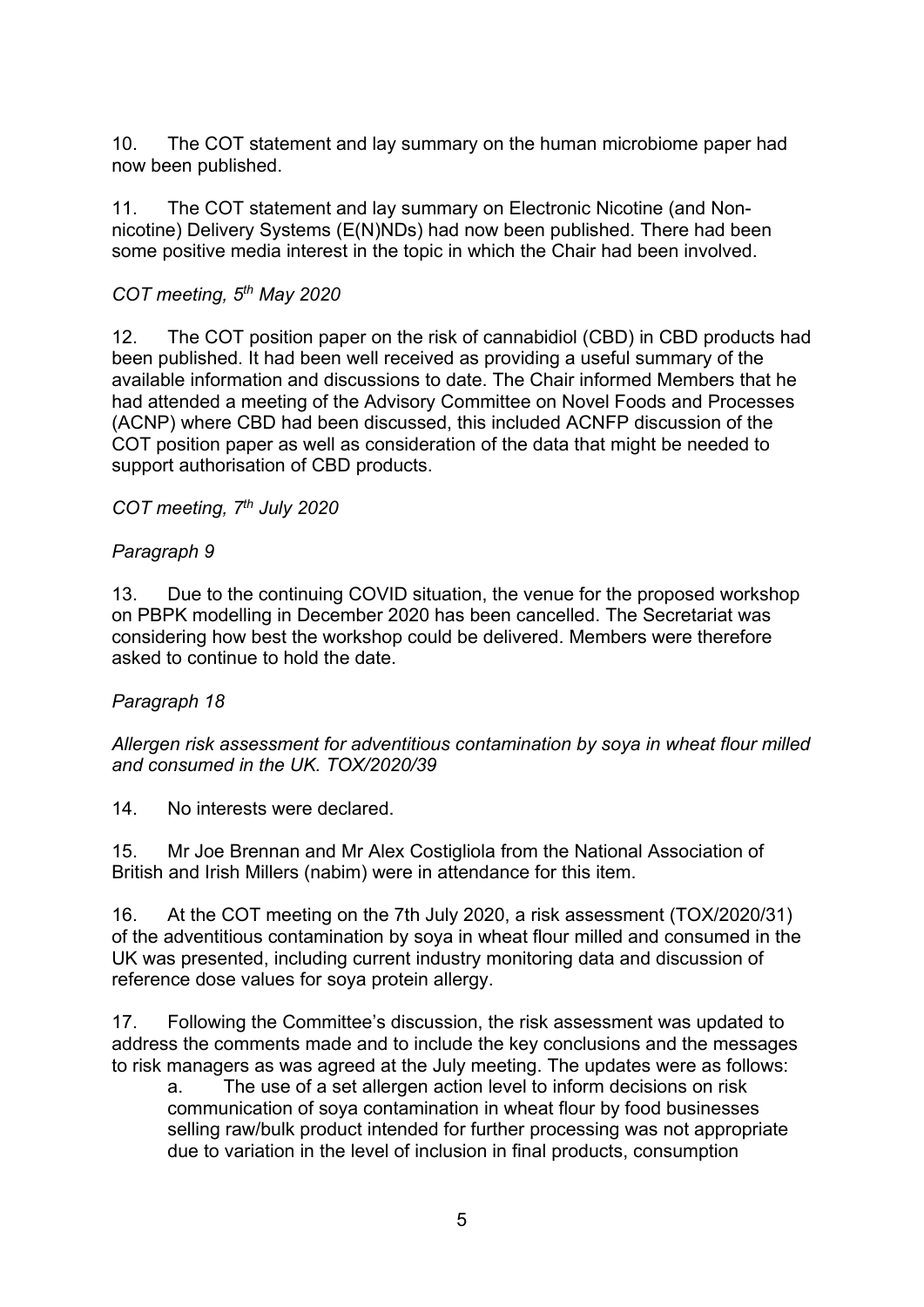10. The COT statement and lay summary on the human microbiome paper had now been published.

11. The COT statement and lay summary on Electronic Nicotine (and Non-nicotine) Delivery Systems (E(N)NDs) had now been published. There had been some positive media interest in the topic in which the Chair had been involved.

*COT meeting, 5th May 2020*

12. The COT position paper on the risk of cannabidiol (CBD) in CBD products had been published. It had been well received as providing a useful summary of the available information and discussions to date. The Chair informed Members that he had attended a meeting of the Advisory Committee on Novel Foods and Processes (ACNP) where CBD had been discussed, this included ACNFP discussion of the COT position paper as well as consideration of the data that might be needed to support authorisation of CBD products.

*COT meeting, 7th July 2020*

*Paragraph 9*

13. Due to the continuing COVID situation, the venue for the proposed workshop on PBPK modelling in December 2020 has been cancelled. The Secretariat was considering how best the workshop could be delivered. Members were therefore asked to continue to hold the date.

*Paragraph 18*

*Allergen risk assessment for adventitious contamination by soya in wheat flour milled and consumed in the UK. TOX/2020/39*

14. No interests were declared.

15. Mr Joe Brennan and Mr Alex Costigliola from the National Association of British and Irish Millers (nabim) were in attendance for this item.

16. At the COT meeting on the 7th July 2020, a risk assessment (TOX/2020/31) of the adventitious contamination by soya in wheat flour milled and consumed in the UK was presented, including current industry monitoring data and discussion of reference dose values for soya protein allergy.

17. Following the Committee's discussion, the risk assessment was updated to address the comments made and to include the key conclusions and the messages to risk managers as was agreed at the July meeting. The updates were as follows:

a. The use of a set allergen action level to inform decisions on risk communication of soya contamination in wheat flour by food businesses selling raw/bulk product intended for further processing was not appropriate due to variation in the level of inclusion in final products, consumption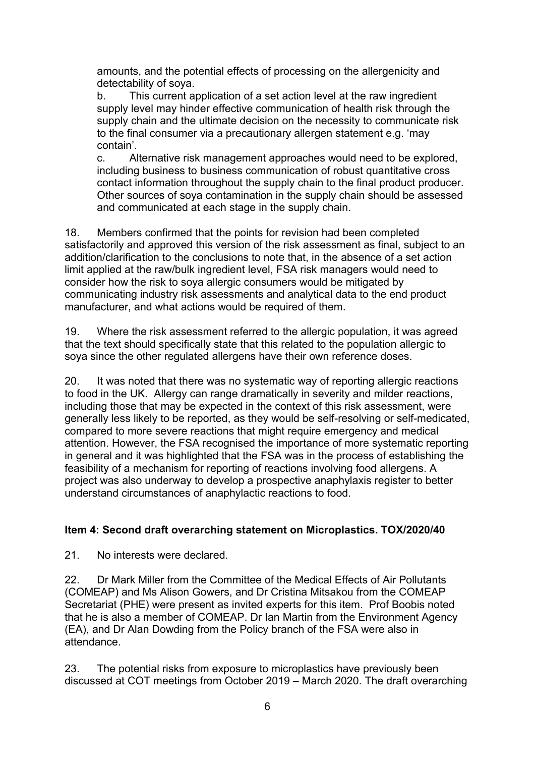amounts, and the potential effects of processing on the allergenicity and detectability of soya.

b. This current application of a set action level at the raw ingredient supply level may hinder effective communication of health risk through the supply chain and the ultimate decision on the necessity to communicate risk to the final consumer via a precautionary allergen statement e.g. 'may contain'.

c. Alternative risk management approaches would need to be explored, including business to business communication of robust quantitative cross contact information throughout the supply chain to the final product producer. Other sources of soya contamination in the supply chain should be assessed and communicated at each stage in the supply chain.

18. Members confirmed that the points for revision had been completed satisfactorily and approved this version of the risk assessment as final, subject to an addition/clarification to the conclusions to note that, in the absence of a set action limit applied at the raw/bulk ingredient level, FSA risk managers would need to consider how the risk to soya allergic consumers would be mitigated by communicating industry risk assessments and analytical data to the end product manufacturer, and what actions would be required of them.

19. Where the risk assessment referred to the allergic population, it was agreed that the text should specifically state that this related to the population allergic to soya since the other regulated allergens have their own reference doses.

20. It was noted that there was no systematic way of reporting allergic reactions to food in the UK. Allergy can range dramatically in severity and milder reactions, including those that may be expected in the context of this risk assessment, were generally less likely to be reported, as they would be self-resolving or self-medicated, compared to more severe reactions that might require emergency and medical attention. However, the FSA recognised the importance of more systematic reporting in general and it was highlighted that the FSA was in the process of establishing the feasibility of a mechanism for reporting of reactions involving food allergens. A project was also underway to develop a prospective anaphylaxis register to better understand circumstances of anaphylactic reactions to food.

### Item 4: Second draft overarching statement on Microplastics. TOX/2020/40

21. No interests were declared.

22. Dr Mark Miller from the Committee of the Medical Effects of Air Pollutants (COMEAP) and Ms Alison Gowers, and Dr Cristina Mitsakou from the COMEAP Secretariat (PHE) were present as invited experts for this item. Prof Boobis noted that he is also a member of COMEAP. Dr Ian Martin from the Environment Agency (EA), and Dr Alan Dowding from the Policy branch of the FSA were also in attendance.

23. The potential risks from exposure to microplastics have previously been discussed at COT meetings from October 2019 – March 2020. The draft overarching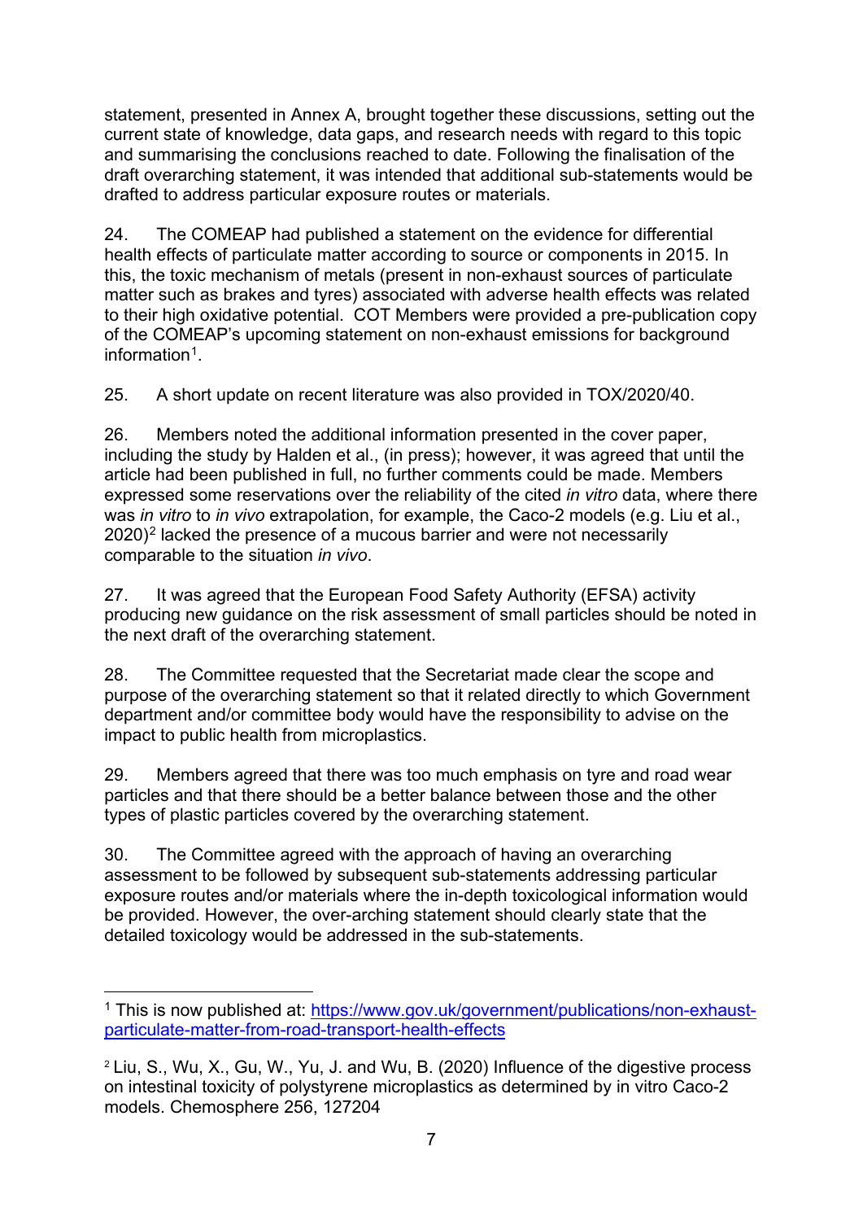statement, presented in Annex A, brought together these discussions, setting out the current state of knowledge, data gaps, and research needs with regard to this topic and summarising the conclusions reached to date. Following the finalisation of the draft overarching statement, it was intended that additional sub-statements would be drafted to address particular exposure routes or materials.

24. The COMEAP had published a statement on the evidence for differential health effects of particulate matter according to source or components in 2015. In this, the toxic mechanism of metals (present in non-exhaust sources of particulate matter such as brakes and tyres) associated with adverse health effects was related to their high oxidative potential. COT Members were provided a pre-publication copy of the COMEAP's upcoming statement on non-exhaust emissions for background information[1].

25. A short update on recent literature was also provided in TOX/2020/40.

26. Members noted the additional information presented in the cover paper, including the study by Halden et al., (in press); however, it was agreed that until the article had been published in full, no further comments could be made. Members expressed some reservations over the reliability of the cited *in vitro* data, where there was *in vitro* to *in vivo* extrapolation, for example, the Caco-2 models (e.g. Liu et al., 2020)[2] lacked the presence of a mucous barrier and were not necessarily comparable to the situation *in vivo*.

27. It was agreed that the European Food Safety Authority (EFSA) activity producing new guidance on the risk assessment of small particles should be noted in the next draft of the overarching statement.

28. The Committee requested that the Secretariat made clear the scope and purpose of the overarching statement so that it related directly to which Government department and/or committee body would have the responsibility to advise on the impact to public health from microplastics.

29. Members agreed that there was too much emphasis on tyre and road wear particles and that there should be a better balance between those and the other types of plastic particles covered by the overarching statement.

30. The Committee agreed with the approach of having an overarching assessment to be followed by subsequent sub-statements addressing particular exposure routes and/or materials where the in-depth toxicological information would be provided. However, the over-arching statement should clearly state that the detailed toxicology would be addressed in the sub-statements.

---

[1] This is now published at: [https://www.gov.uk/government/publications/non-exhaust-particulate-matter-from-road-transport-health-effects](https://www.gov.uk/government/publications/non-exhaust-particulate-matter-from-road-transport-health-effects)

[2] Liu, S., Wu, X., Gu, W., Yu, J. and Wu, B. (2020) Influence of the digestive process on intestinal toxicity of polystyrene microplastics as determined by in vitro Caco-2 models. Chemosphere 256, 127204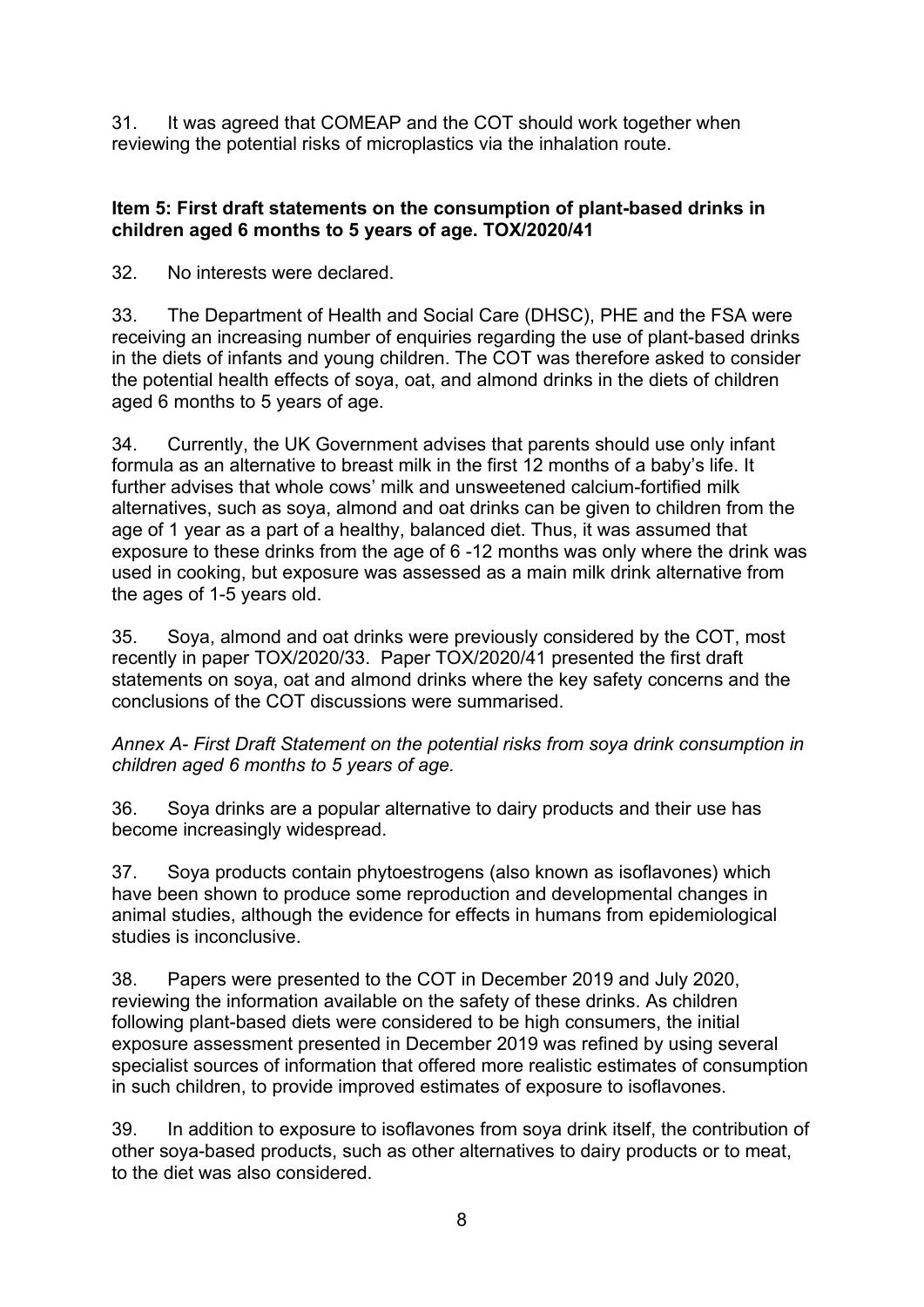31. It was agreed that COMEAP and the COT should work together when reviewing the potential risks of microplastics via the inhalation route.

**Item 5: First draft statements on the consumption of plant-based drinks in children aged 6 months to 5 years of age. TOX/2020/41**

32. No interests were declared.

33. The Department of Health and Social Care (DHSC), PHE and the FSA were receiving an increasing number of enquiries regarding the use of plant-based drinks in the diets of infants and young children. The COT was therefore asked to consider the potential health effects of soya, oat, and almond drinks in the diets of children aged 6 months to 5 years of age.

34. Currently, the UK Government advises that parents should use only infant formula as an alternative to breast milk in the first 12 months of a baby's life. It further advises that whole cows' milk and unsweetened calcium-fortified milk alternatives, such as soya, almond and oat drinks can be given to children from the age of 1 year as a part of a healthy, balanced diet. Thus, it was assumed that exposure to these drinks from the age of 6 -12 months was only where the drink was used in cooking, but exposure was assessed as a main milk drink alternative from the ages of 1-5 years old.

35. Soya, almond and oat drinks were previously considered by the COT, most recently in paper TOX/2020/33. Paper TOX/2020/41 presented the first draft statements on soya, oat and almond drinks where the key safety concerns and the conclusions of the COT discussions were summarised.

*Annex A- First Draft Statement on the potential risks from soya drink consumption in children aged 6 months to 5 years of age.*

36. Soya drinks are a popular alternative to dairy products and their use has become increasingly widespread.

37. Soya products contain phytoestrogens (also known as isoflavones) which have been shown to produce some reproduction and developmental changes in animal studies, although the evidence for effects in humans from epidemiological studies is inconclusive.

38. Papers were presented to the COT in December 2019 and July 2020, reviewing the information available on the safety of these drinks. As children following plant-based diets were considered to be high consumers, the initial exposure assessment presented in December 2019 was refined by using several specialist sources of information that offered more realistic estimates of consumption in such children, to provide improved estimates of exposure to isoflavones.

39. In addition to exposure to isoflavones from soya drink itself, the contribution of other soya-based products, such as other alternatives to dairy products or to meat, to the diet was also considered.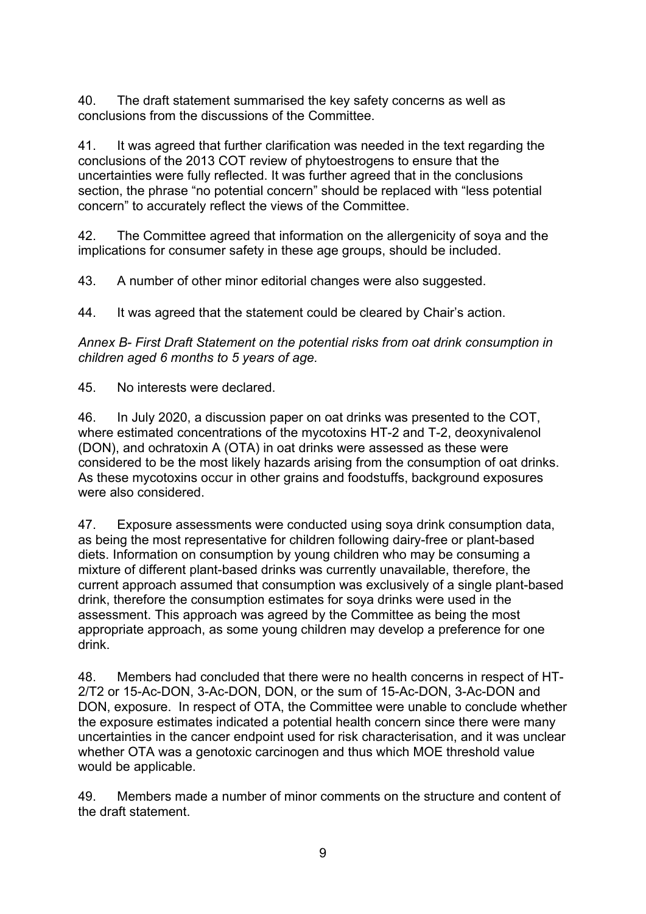40. The draft statement summarised the key safety concerns as well as conclusions from the discussions of the Committee.

41. It was agreed that further clarification was needed in the text regarding the conclusions of the 2013 COT review of phytoestrogens to ensure that the uncertainties were fully reflected. It was further agreed that in the conclusions section, the phrase "no potential concern" should be replaced with "less potential concern" to accurately reflect the views of the Committee.

42. The Committee agreed that information on the allergenicity of soya and the implications for consumer safety in these age groups, should be included.

43. A number of other minor editorial changes were also suggested.

44. It was agreed that the statement could be cleared by Chair's action.

*Annex B- First Draft Statement on the potential risks from oat drink consumption in children aged 6 months to 5 years of age.*

45. No interests were declared.

46. In July 2020, a discussion paper on oat drinks was presented to the COT, where estimated concentrations of the mycotoxins HT-2 and T-2, deoxynivalenol (DON), and ochratoxin A (OTA) in oat drinks were assessed as these were considered to be the most likely hazards arising from the consumption of oat drinks. As these mycotoxins occur in other grains and foodstuffs, background exposures were also considered.

47. Exposure assessments were conducted using soya drink consumption data, as being the most representative for children following dairy-free or plant-based diets. Information on consumption by young children who may be consuming a mixture of different plant-based drinks was currently unavailable, therefore, the current approach assumed that consumption was exclusively of a single plant-based drink, therefore the consumption estimates for soya drinks were used in the assessment. This approach was agreed by the Committee as being the most appropriate approach, as some young children may develop a preference for one drink.

48. Members had concluded that there were no health concerns in respect of HT-2/T2 or 15-Ac-DON, 3-Ac-DON, DON, or the sum of 15-Ac-DON, 3-Ac-DON and DON, exposure. In respect of OTA, the Committee were unable to conclude whether the exposure estimates indicated a potential health concern since there were many uncertainties in the cancer endpoint used for risk characterisation, and it was unclear whether OTA was a genotoxic carcinogen and thus which MOE threshold value would be applicable.

49. Members made a number of minor comments on the structure and content of the draft statement.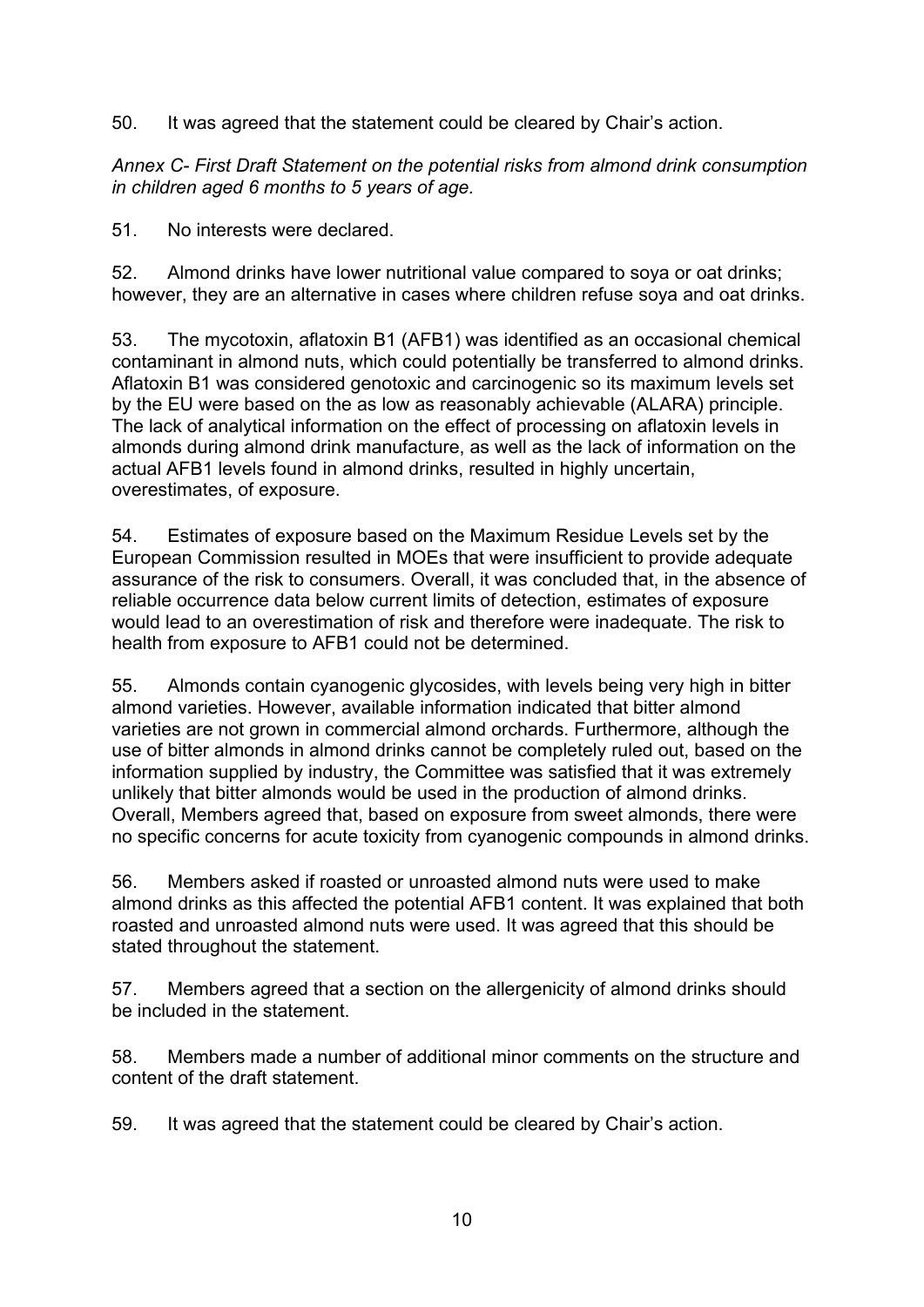50. It was agreed that the statement could be cleared by Chair's action.

*Annex C- First Draft Statement on the potential risks from almond drink consumption in children aged 6 months to 5 years of age.*

51. No interests were declared.

52. Almond drinks have lower nutritional value compared to soya or oat drinks; however, they are an alternative in cases where children refuse soya and oat drinks.

53. The mycotoxin, aflatoxin B1 (AFB1) was identified as an occasional chemical contaminant in almond nuts, which could potentially be transferred to almond drinks. Aflatoxin B1 was considered genotoxic and carcinogenic so its maximum levels set by the EU were based on the as low as reasonably achievable (ALARA) principle. The lack of analytical information on the effect of processing on aflatoxin levels in almonds during almond drink manufacture, as well as the lack of information on the actual AFB1 levels found in almond drinks, resulted in highly uncertain, overestimates, of exposure.

54. Estimates of exposure based on the Maximum Residue Levels set by the European Commission resulted in MOEs that were insufficient to provide adequate assurance of the risk to consumers. Overall, it was concluded that, in the absence of reliable occurrence data below current limits of detection, estimates of exposure would lead to an overestimation of risk and therefore were inadequate. The risk to health from exposure to AFB1 could not be determined.

55. Almonds contain cyanogenic glycosides, with levels being very high in bitter almond varieties. However, available information indicated that bitter almond varieties are not grown in commercial almond orchards. Furthermore, although the use of bitter almonds in almond drinks cannot be completely ruled out, based on the information supplied by industry, the Committee was satisfied that it was extremely unlikely that bitter almonds would be used in the production of almond drinks. Overall, Members agreed that, based on exposure from sweet almonds, there were no specific concerns for acute toxicity from cyanogenic compounds in almond drinks.

56. Members asked if roasted or unroasted almond nuts were used to make almond drinks as this affected the potential AFB1 content. It was explained that both roasted and unroasted almond nuts were used. It was agreed that this should be stated throughout the statement.

57. Members agreed that a section on the allergenicity of almond drinks should be included in the statement.

58. Members made a number of additional minor comments on the structure and content of the draft statement.

59. It was agreed that the statement could be cleared by Chair's action.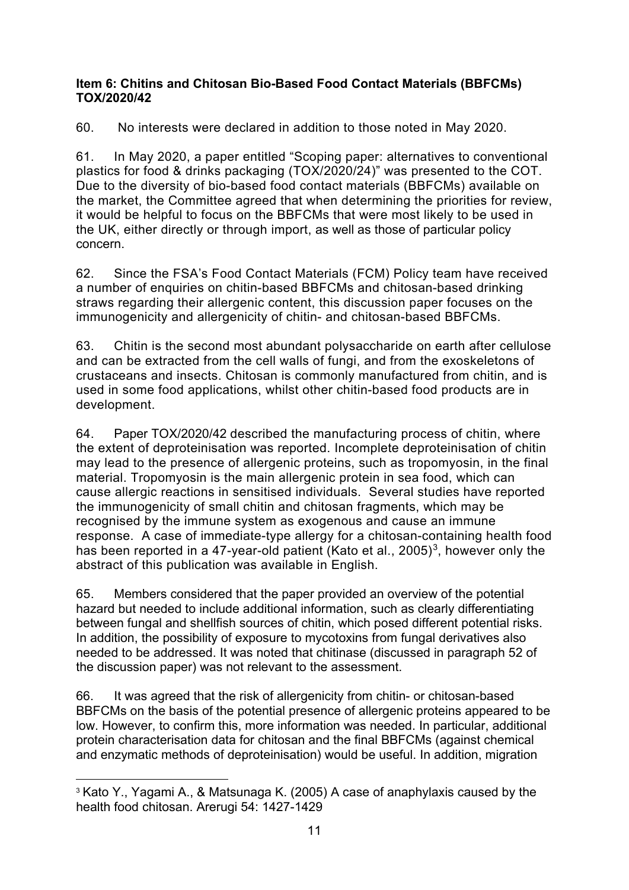**Item 6: Chitins and Chitosan Bio-Based Food Contact Materials (BBFCMs) TOX/2020/42**

60. No interests were declared in addition to those noted in May 2020.

61. In May 2020, a paper entitled "Scoping paper: alternatives to conventional plastics for food & drinks packaging (TOX/2020/24)" was presented to the COT. Due to the diversity of bio-based food contact materials (BBFCMs) available on the market, the Committee agreed that when determining the priorities for review, it would be helpful to focus on the BBFCMs that were most likely to be used in the UK, either directly or through import, as well as those of particular policy concern.

62. Since the FSA's Food Contact Materials (FCM) Policy team have received a number of enquiries on chitin-based BBFCMs and chitosan-based drinking straws regarding their allergenic content, this discussion paper focuses on the immunogenicity and allergenicity of chitin- and chitosan-based BBFCMs.

63. Chitin is the second most abundant polysaccharide on earth after cellulose and can be extracted from the cell walls of fungi, and from the exoskeletons of crustaceans and insects. Chitosan is commonly manufactured from chitin, and is used in some food applications, whilst other chitin-based food products are in development.

64. Paper TOX/2020/42 described the manufacturing process of chitin, where the extent of deproteinisation was reported. Incomplete deproteinisation of chitin may lead to the presence of allergenic proteins, such as tropomyosin, in the final material. Tropomyosin is the main allergenic protein in sea food, which can cause allergic reactions in sensitised individuals. Several studies have reported the immunogenicity of small chitin and chitosan fragments, which may be recognised by the immune system as exogenous and cause an immune response. A case of immediate-type allergy for a chitosan-containing health food has been reported in a 47-year-old patient (Kato et al., 2005)[3], however only the abstract of this publication was available in English.

65. Members considered that the paper provided an overview of the potential hazard but needed to include additional information, such as clearly differentiating between fungal and shellfish sources of chitin, which posed different potential risks. In addition, the possibility of exposure to mycotoxins from fungal derivatives also needed to be addressed. It was noted that chitinase (discussed in paragraph 52 of the discussion paper) was not relevant to the assessment.

66. It was agreed that the risk of allergenicity from chitin- or chitosan-based BBFCMs on the basis of the potential presence of allergenic proteins appeared to be low. However, to confirm this, more information was needed. In particular, additional protein characterisation data for chitosan and the final BBFCMs (against chemical and enzymatic methods of deproteinisation) would be useful. In addition, migration

[3] Kato Y., Yagami A., & Matsunaga K. (2005) A case of anaphylaxis caused by the health food chitosan. Arerugi 54: 1427-1429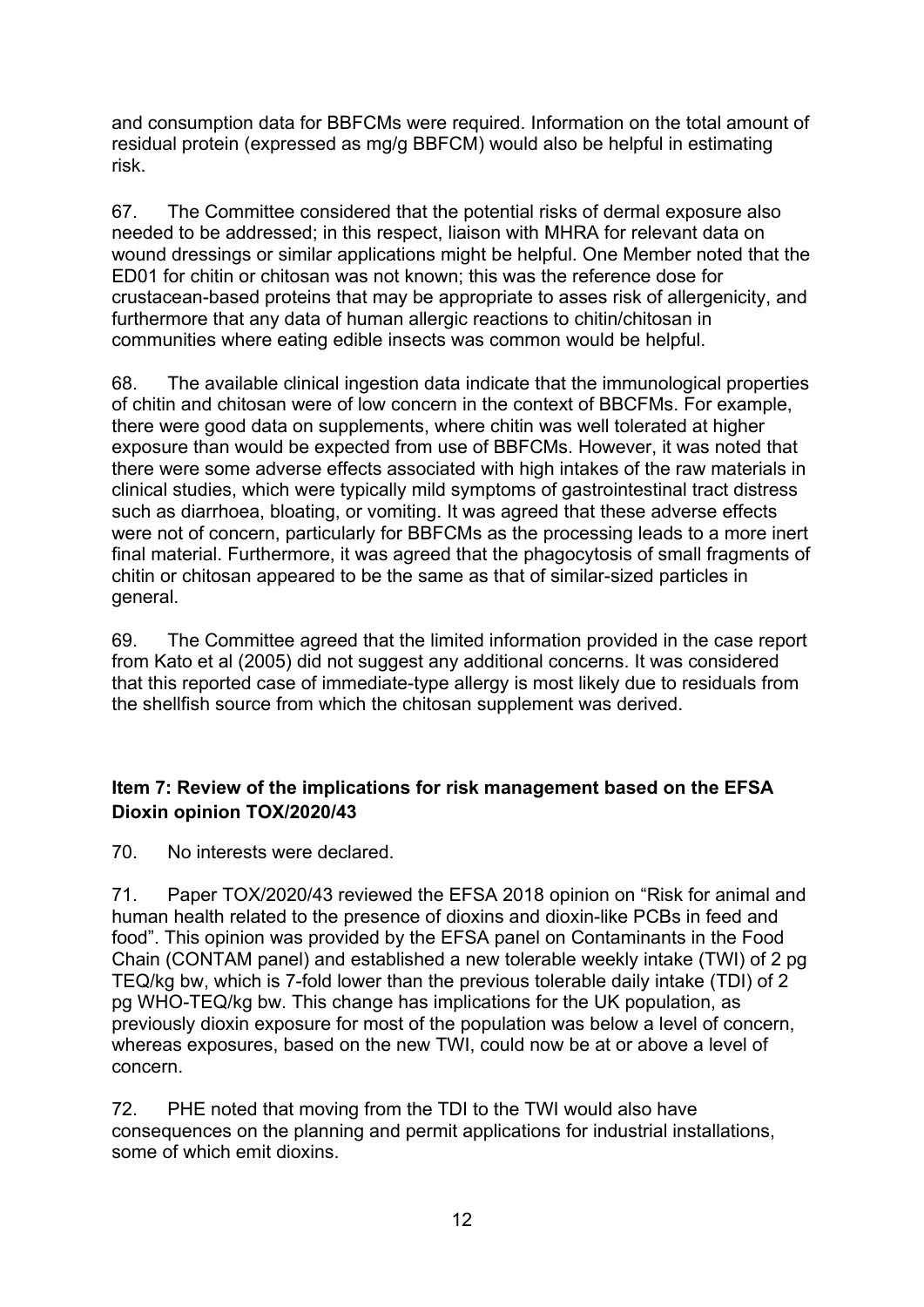and consumption data for BBFCMs were required. Information on the total amount of residual protein (expressed as mg/g BBFCM) would also be helpful in estimating risk.

67. The Committee considered that the potential risks of dermal exposure also needed to be addressed; in this respect, liaison with MHRA for relevant data on wound dressings or similar applications might be helpful. One Member noted that the ED01 for chitin or chitosan was not known; this was the reference dose for crustacean-based proteins that may be appropriate to asses risk of allergenicity, and furthermore that any data of human allergic reactions to chitin/chitosan in communities where eating edible insects was common would be helpful.

68. The available clinical ingestion data indicate that the immunological properties of chitin and chitosan were of low concern in the context of BBCFMs. For example, there were good data on supplements, where chitin was well tolerated at higher exposure than would be expected from use of BBFCMs. However, it was noted that there were some adverse effects associated with high intakes of the raw materials in clinical studies, which were typically mild symptoms of gastrointestinal tract distress such as diarrhoea, bloating, or vomiting. It was agreed that these adverse effects were not of concern, particularly for BBFCMs as the processing leads to a more inert final material. Furthermore, it was agreed that the phagocytosis of small fragments of chitin or chitosan appeared to be the same as that of similar-sized particles in general.

69. The Committee agreed that the limited information provided in the case report from Kato et al (2005) did not suggest any additional concerns. It was considered that this reported case of immediate-type allergy is most likely due to residuals from the shellfish source from which the chitosan supplement was derived.

### Item 7: Review of the implications for risk management based on the EFSA Dioxin opinion TOX/2020/43

70. No interests were declared.

71. Paper TOX/2020/43 reviewed the EFSA 2018 opinion on "Risk for animal and human health related to the presence of dioxins and dioxin-like PCBs in feed and food". This opinion was provided by the EFSA panel on Contaminants in the Food Chain (CONTAM panel) and established a new tolerable weekly intake (TWI) of 2 pg TEQ/kg bw, which is 7-fold lower than the previous tolerable daily intake (TDI) of 2 pg WHO-TEQ/kg bw. This change has implications for the UK population, as previously dioxin exposure for most of the population was below a level of concern, whereas exposures, based on the new TWI, could now be at or above a level of concern.

72. PHE noted that moving from the TDI to the TWI would also have consequences on the planning and permit applications for industrial installations, some of which emit dioxins.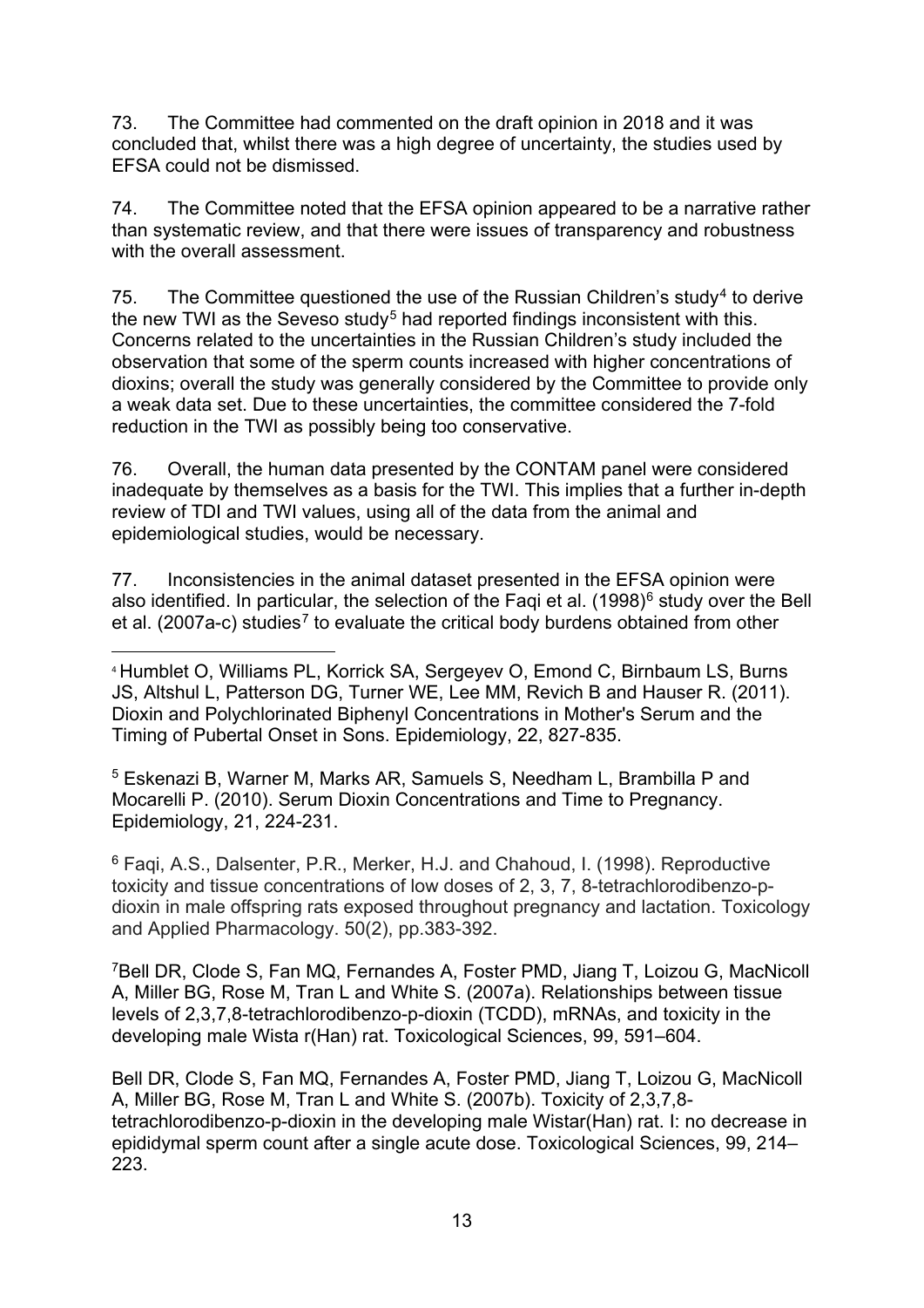73. The Committee had commented on the draft opinion in 2018 and it was concluded that, whilst there was a high degree of uncertainty, the studies used by EFSA could not be dismissed.

74. The Committee noted that the EFSA opinion appeared to be a narrative rather than systematic review, and that there were issues of transparency and robustness with the overall assessment.

75. The Committee questioned the use of the Russian Children's study[4] to derive the new TWI as the Seveso study[5] had reported findings inconsistent with this. Concerns related to the uncertainties in the Russian Children's study included the observation that some of the sperm counts increased with higher concentrations of dioxins; overall the study was generally considered by the Committee to provide only a weak data set. Due to these uncertainties, the committee considered the 7-fold reduction in the TWI as possibly being too conservative.

76. Overall, the human data presented by the CONTAM panel were considered inadequate by themselves as a basis for the TWI. This implies that a further in-depth review of TDI and TWI values, using all of the data from the animal and epidemiological studies, would be necessary.

77. Inconsistencies in the animal dataset presented in the EFSA opinion were also identified. In particular, the selection of the Faqi et al. (1998)[6] study over the Bell et al. (2007a-c) studies[7] to evaluate the critical body burdens obtained from other

---

[4] Humblet O, Williams PL, Korrick SA, Sergeyev O, Emond C, Birnbaum LS, Burns JS, Altshul L, Patterson DG, Turner WE, Lee MM, Revich B and Hauser R. (2011). Dioxin and Polychlorinated Biphenyl Concentrations in Mother's Serum and the Timing of Pubertal Onset in Sons. Epidemiology, 22, 827-835.

[5] Eskenazi B, Warner M, Marks AR, Samuels S, Needham L, Brambilla P and Mocarelli P. (2010). Serum Dioxin Concentrations and Time to Pregnancy. Epidemiology, 21, 224-231.

[6] Faqi, A.S., Dalsenter, P.R., Merker, H.J. and Chahoud, I. (1998). Reproductive toxicity and tissue concentrations of low doses of 2, 3, 7, 8-tetrachlorodibenzo-p-dioxin in male offspring rats exposed throughout pregnancy and lactation. Toxicology and Applied Pharmacology. 50(2), pp.383-392.

[7] Bell DR, Clode S, Fan MQ, Fernandes A, Foster PMD, Jiang T, Loizou G, MacNicoll A, Miller BG, Rose M, Tran L and White S. (2007a). Relationships between tissue levels of 2,3,7,8-tetrachlorodibenzo-p-dioxin (TCDD), mRNAs, and toxicity in the developing male Wista r(Han) rat. Toxicological Sciences, 99, 591–604.

Bell DR, Clode S, Fan MQ, Fernandes A, Foster PMD, Jiang T, Loizou G, MacNicoll A, Miller BG, Rose M, Tran L and White S. (2007b). Toxicity of 2,3,7,8-tetrachlorodibenzo-p-dioxin in the developing male Wistar(Han) rat. I: no decrease in epididymal sperm count after a single acute dose. Toxicological Sciences, 99, 214–223.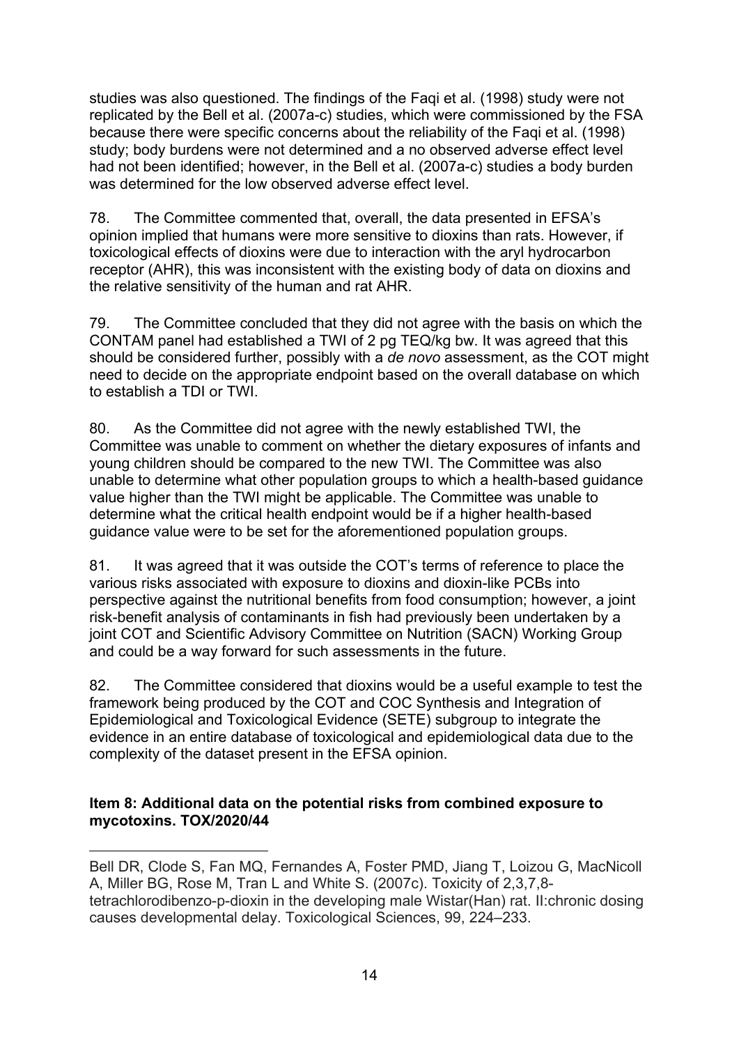studies was also questioned. The findings of the Faqi et al. (1998) study were not replicated by the Bell et al. (2007a-c) studies, which were commissioned by the FSA because there were specific concerns about the reliability of the Faqi et al. (1998) study; body burdens were not determined and a no observed adverse effect level had not been identified; however, in the Bell et al. (2007a-c) studies a body burden was determined for the low observed adverse effect level.

78. The Committee commented that, overall, the data presented in EFSA's opinion implied that humans were more sensitive to dioxins than rats. However, if toxicological effects of dioxins were due to interaction with the aryl hydrocarbon receptor (AHR), this was inconsistent with the existing body of data on dioxins and the relative sensitivity of the human and rat AHR.

79. The Committee concluded that they did not agree with the basis on which the CONTAM panel had established a TWI of 2 pg TEQ/kg bw. It was agreed that this should be considered further, possibly with a *de novo* assessment, as the COT might need to decide on the appropriate endpoint based on the overall database on which to establish a TDI or TWI.

80. As the Committee did not agree with the newly established TWI, the Committee was unable to comment on whether the dietary exposures of infants and young children should be compared to the new TWI. The Committee was also unable to determine what other population groups to which a health-based guidance value higher than the TWI might be applicable. The Committee was unable to determine what the critical health endpoint would be if a higher health-based guidance value were to be set for the aforementioned population groups.

81. It was agreed that it was outside the COT's terms of reference to place the various risks associated with exposure to dioxins and dioxin-like PCBs into perspective against the nutritional benefits from food consumption; however, a joint risk-benefit analysis of contaminants in fish had previously been undertaken by a joint COT and Scientific Advisory Committee on Nutrition (SACN) Working Group and could be a way forward for such assessments in the future.

82. The Committee considered that dioxins would be a useful example to test the framework being produced by the COT and COC Synthesis and Integration of Epidemiological and Toxicological Evidence (SETE) subgroup to integrate the evidence in an entire database of toxicological and epidemiological data due to the complexity of the dataset present in the EFSA opinion.

**Item 8: Additional data on the potential risks from combined exposure to mycotoxins. TOX/2020/44**

---

Bell DR, Clode S, Fan MQ, Fernandes A, Foster PMD, Jiang T, Loizou G, MacNicoll A, Miller BG, Rose M, Tran L and White S. (2007c). Toxicity of 2,3,7,8-tetrachlorodibenzo-p-dioxin in the developing male Wistar(Han) rat. II:chronic dosing causes developmental delay. Toxicological Sciences, 99, 224–233.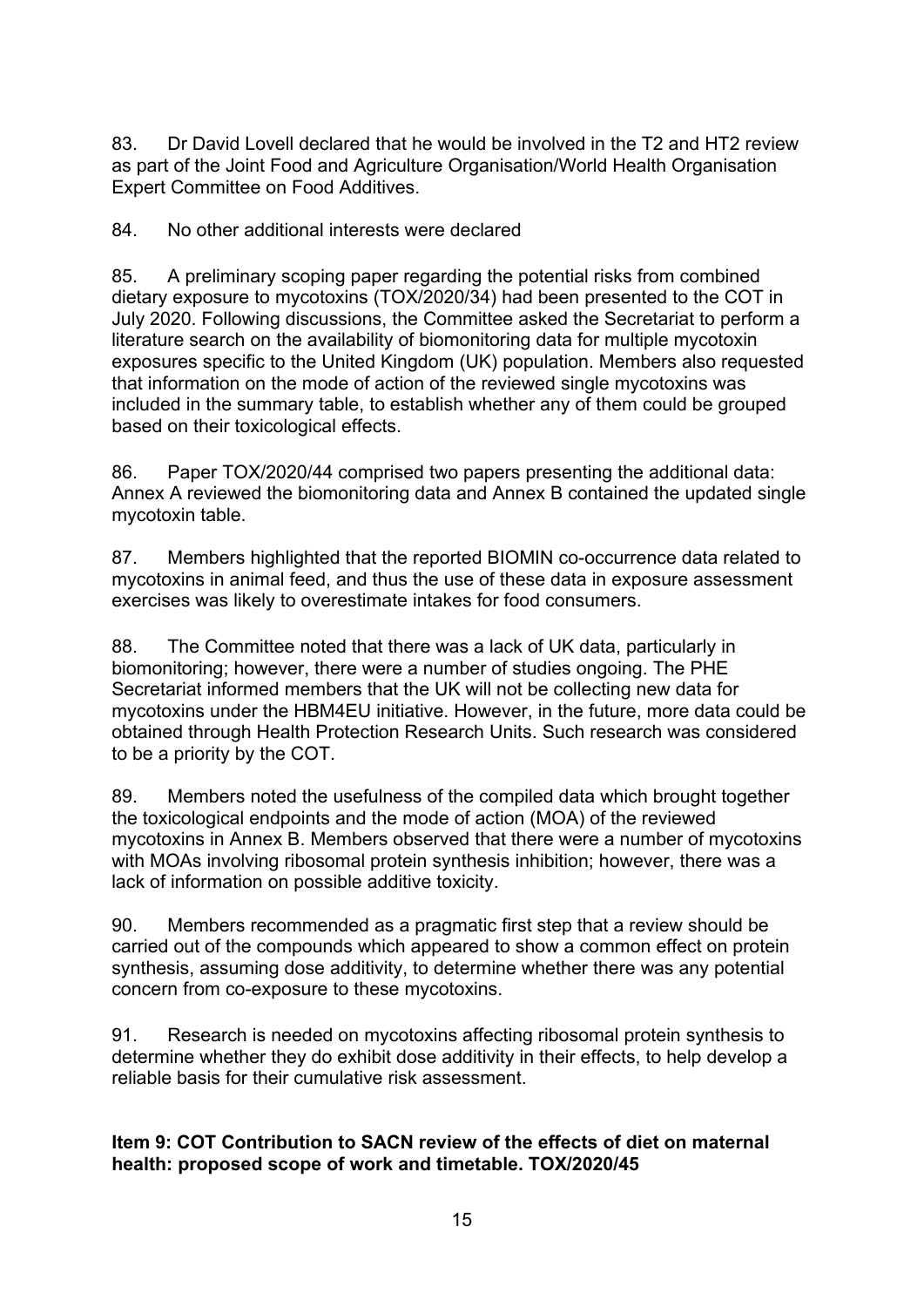83. Dr David Lovell declared that he would be involved in the T2 and HT2 review as part of the Joint Food and Agriculture Organisation/World Health Organisation Expert Committee on Food Additives.

84. No other additional interests were declared

85. A preliminary scoping paper regarding the potential risks from combined dietary exposure to mycotoxins (TOX/2020/34) had been presented to the COT in July 2020. Following discussions, the Committee asked the Secretariat to perform a literature search on the availability of biomonitoring data for multiple mycotoxin exposures specific to the United Kingdom (UK) population. Members also requested that information on the mode of action of the reviewed single mycotoxins was included in the summary table, to establish whether any of them could be grouped based on their toxicological effects.

86. Paper TOX/2020/44 comprised two papers presenting the additional data: Annex A reviewed the biomonitoring data and Annex B contained the updated single mycotoxin table.

87. Members highlighted that the reported BIOMIN co-occurrence data related to mycotoxins in animal feed, and thus the use of these data in exposure assessment exercises was likely to overestimate intakes for food consumers.

88. The Committee noted that there was a lack of UK data, particularly in biomonitoring; however, there were a number of studies ongoing. The PHE Secretariat informed members that the UK will not be collecting new data for mycotoxins under the HBM4EU initiative. However, in the future, more data could be obtained through Health Protection Research Units. Such research was considered to be a priority by the COT.

89. Members noted the usefulness of the compiled data which brought together the toxicological endpoints and the mode of action (MOA) of the reviewed mycotoxins in Annex B. Members observed that there were a number of mycotoxins with MOAs involving ribosomal protein synthesis inhibition; however, there was a lack of information on possible additive toxicity.

90. Members recommended as a pragmatic first step that a review should be carried out of the compounds which appeared to show a common effect on protein synthesis, assuming dose additivity, to determine whether there was any potential concern from co-exposure to these mycotoxins.

91. Research is needed on mycotoxins affecting ribosomal protein synthesis to determine whether they do exhibit dose additivity in their effects, to help develop a reliable basis for their cumulative risk assessment.

**Item 9: COT Contribution to SACN review of the effects of diet on maternal health: proposed scope of work and timetable. TOX/2020/45**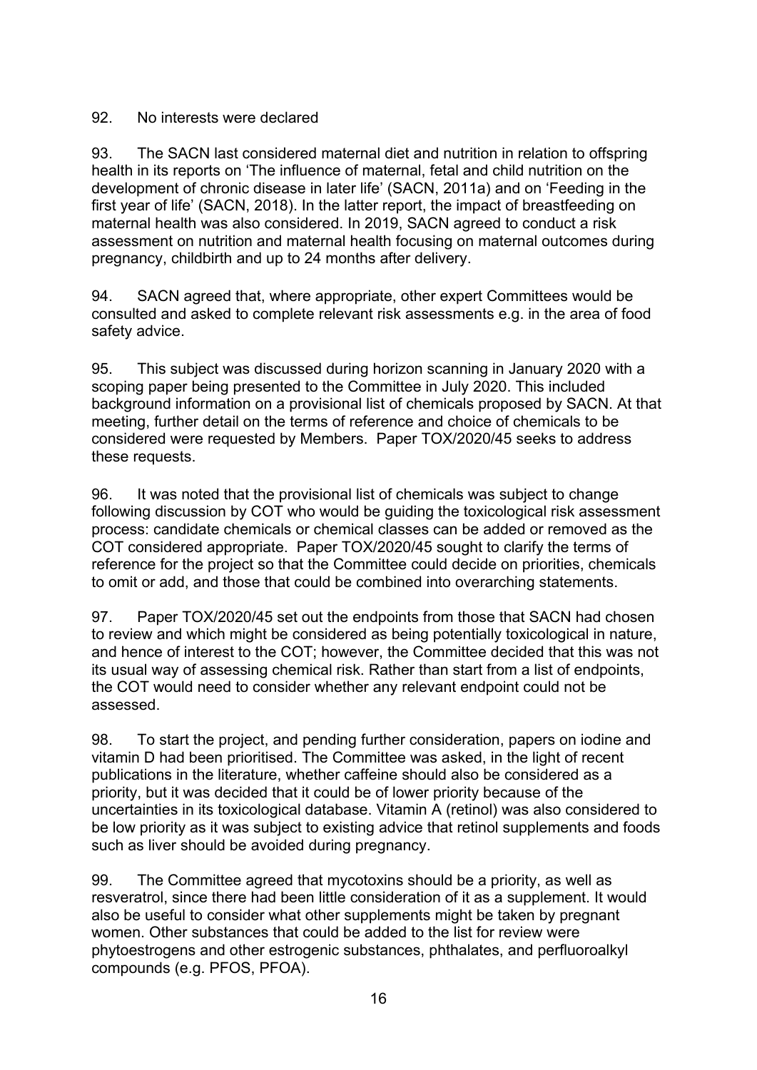92. No interests were declared

93. The SACN last considered maternal diet and nutrition in relation to offspring health in its reports on 'The influence of maternal, fetal and child nutrition on the development of chronic disease in later life' (SACN, 2011a) and on 'Feeding in the first year of life' (SACN, 2018). In the latter report, the impact of breastfeeding on maternal health was also considered. In 2019, SACN agreed to conduct a risk assessment on nutrition and maternal health focusing on maternal outcomes during pregnancy, childbirth and up to 24 months after delivery.

94. SACN agreed that, where appropriate, other expert Committees would be consulted and asked to complete relevant risk assessments e.g. in the area of food safety advice.

95. This subject was discussed during horizon scanning in January 2020 with a scoping paper being presented to the Committee in July 2020. This included background information on a provisional list of chemicals proposed by SACN. At that meeting, further detail on the terms of reference and choice of chemicals to be considered were requested by Members. Paper TOX/2020/45 seeks to address these requests.

96. It was noted that the provisional list of chemicals was subject to change following discussion by COT who would be guiding the toxicological risk assessment process: candidate chemicals or chemical classes can be added or removed as the COT considered appropriate. Paper TOX/2020/45 sought to clarify the terms of reference for the project so that the Committee could decide on priorities, chemicals to omit or add, and those that could be combined into overarching statements.

97. Paper TOX/2020/45 set out the endpoints from those that SACN had chosen to review and which might be considered as being potentially toxicological in nature, and hence of interest to the COT; however, the Committee decided that this was not its usual way of assessing chemical risk. Rather than start from a list of endpoints, the COT would need to consider whether any relevant endpoint could not be assessed.

98. To start the project, and pending further consideration, papers on iodine and vitamin D had been prioritised. The Committee was asked, in the light of recent publications in the literature, whether caffeine should also be considered as a priority, but it was decided that it could be of lower priority because of the uncertainties in its toxicological database. Vitamin A (retinol) was also considered to be low priority as it was subject to existing advice that retinol supplements and foods such as liver should be avoided during pregnancy.

99. The Committee agreed that mycotoxins should be a priority, as well as resveratrol, since there had been little consideration of it as a supplement. It would also be useful to consider what other supplements might be taken by pregnant women. Other substances that could be added to the list for review were phytoestrogens and other estrogenic substances, phthalates, and perfluoroalkyl compounds (e.g. PFOS, PFOA).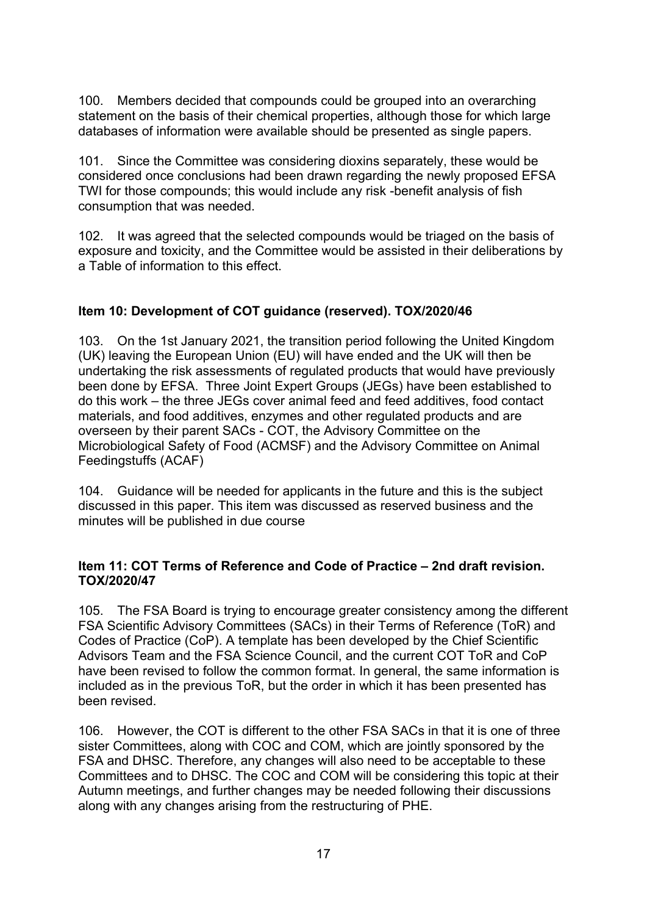100. Members decided that compounds could be grouped into an overarching statement on the basis of their chemical properties, although those for which large databases of information were available should be presented as single papers.

101. Since the Committee was considering dioxins separately, these would be considered once conclusions had been drawn regarding the newly proposed EFSA TWI for those compounds; this would include any risk -benefit analysis of fish consumption that was needed.

102. It was agreed that the selected compounds would be triaged on the basis of exposure and toxicity, and the Committee would be assisted in their deliberations by a Table of information to this effect.

### Item 10: Development of COT guidance (reserved). TOX/2020/46

103. On the 1st January 2021, the transition period following the United Kingdom (UK) leaving the European Union (EU) will have ended and the UK will then be undertaking the risk assessments of regulated products that would have previously been done by EFSA. Three Joint Expert Groups (JEGs) have been established to do this work – the three JEGs cover animal feed and feed additives, food contact materials, and food additives, enzymes and other regulated products and are overseen by their parent SACs - COT, the Advisory Committee on the Microbiological Safety of Food (ACMSF) and the Advisory Committee on Animal Feedingstuffs (ACAF)

104. Guidance will be needed for applicants in the future and this is the subject discussed in this paper. This item was discussed as reserved business and the minutes will be published in due course

### Item 11: COT Terms of Reference and Code of Practice – 2nd draft revision. TOX/2020/47

105. The FSA Board is trying to encourage greater consistency among the different FSA Scientific Advisory Committees (SACs) in their Terms of Reference (ToR) and Codes of Practice (CoP). A template has been developed by the Chief Scientific Advisors Team and the FSA Science Council, and the current COT ToR and CoP have been revised to follow the common format. In general, the same information is included as in the previous ToR, but the order in which it has been presented has been revised.

106. However, the COT is different to the other FSA SACs in that it is one of three sister Committees, along with COC and COM, which are jointly sponsored by the FSA and DHSC. Therefore, any changes will also need to be acceptable to these Committees and to DHSC. The COC and COM will be considering this topic at their Autumn meetings, and further changes may be needed following their discussions along with any changes arising from the restructuring of PHE.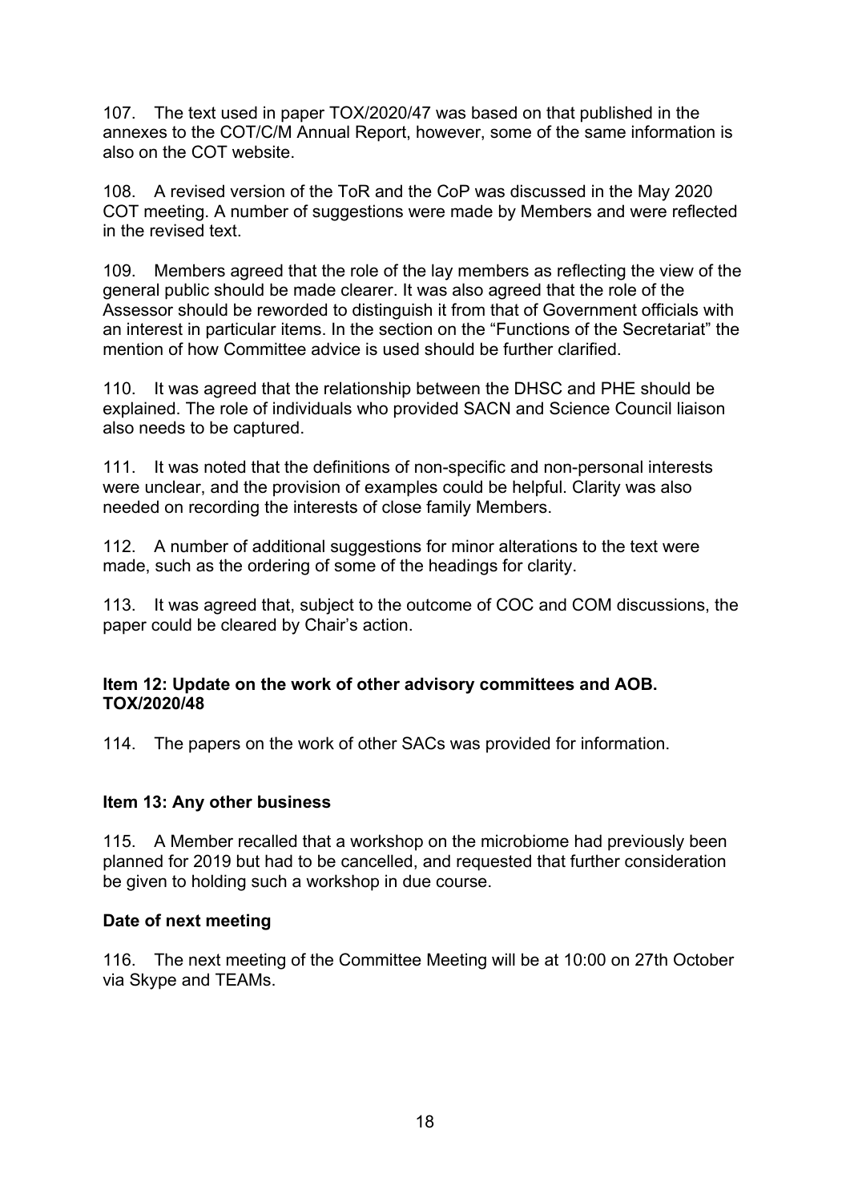107. The text used in paper TOX/2020/47 was based on that published in the annexes to the COT/C/M Annual Report, however, some of the same information is also on the COT website.

108. A revised version of the ToR and the CoP was discussed in the May 2020 COT meeting. A number of suggestions were made by Members and were reflected in the revised text.

109. Members agreed that the role of the lay members as reflecting the view of the general public should be made clearer. It was also agreed that the role of the Assessor should be reworded to distinguish it from that of Government officials with an interest in particular items. In the section on the "Functions of the Secretariat" the mention of how Committee advice is used should be further clarified.

110. It was agreed that the relationship between the DHSC and PHE should be explained. The role of individuals who provided SACN and Science Council liaison also needs to be captured.

111. It was noted that the definitions of non-specific and non-personal interests were unclear, and the provision of examples could be helpful. Clarity was also needed on recording the interests of close family Members.

112. A number of additional suggestions for minor alterations to the text were made, such as the ordering of some of the headings for clarity.

113. It was agreed that, subject to the outcome of COC and COM discussions, the paper could be cleared by Chair's action.

**Item 12: Update on the work of other advisory committees and AOB. TOX/2020/48**

114. The papers on the work of other SACs was provided for information.

**Item 13: Any other business**

115. A Member recalled that a workshop on the microbiome had previously been planned for 2019 but had to be cancelled, and requested that further consideration be given to holding such a workshop in due course.

**Date of next meeting**

116. The next meeting of the Committee Meeting will be at 10:00 on 27th October via Skype and TEAMs.